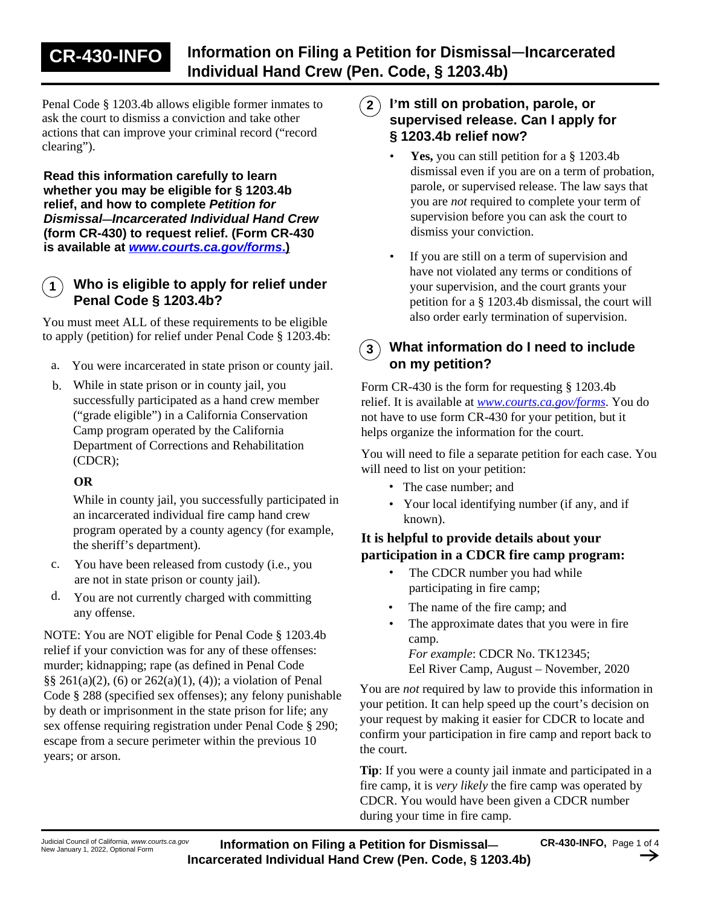# CR-430-INFO Information on Filing a Petition for Dismissal—Incarcerated Individual Hand Crew (Pen. Code, § 1203.4b)

Penal Code § 1203.4b allows eligible former inmates to ask the court to dismiss a conviction and take other actions that can improve your criminal record ("record clearing").

**Read this information carefully to learn whether you may be eligible for § 1203.4b relief, and how to complete *Petition for Dismissal—Incarcerated Individual Hand Crew* (form CR-430) to request relief. (Form CR-430 is available at *www.courts.ca.gov/forms*.)**

## 1 Who is eligible to apply for relief under Penal Code § 1203.4b?

You must meet ALL of these requirements to be eligible to apply (petition) for relief under Penal Code § 1203.4b:

a. You were incarcerated in state prison or county jail.

b. While in state prison or in county jail, you successfully participated as a hand crew member ("grade eligible") in a California Conservation Camp program operated by the California Department of Corrections and Rehabilitation (CDCR);

   **OR**

   While in county jail, you successfully participated in an incarcerated individual fire camp hand crew program operated by a county agency (for example, the sheriff's department).

c. You have been released from custody (i.e., you are not in state prison or county jail).

d. You are not currently charged with committing any offense.

NOTE: You are NOT eligible for Penal Code § 1203.4b relief if your conviction was for any of these offenses: murder; kidnapping; rape (as defined in Penal Code §§ 261(a)(2), (6) or 262(a)(1), (4)); a violation of Penal Code § 288 (specified sex offenses); any felony punishable by death or imprisonment in the state prison for life; any sex offense requiring registration under Penal Code § 290; escape from a secure perimeter within the previous 10 years; or arson.

## 2 I'm still on probation, parole, or supervised release. Can I apply for § 1203.4b relief now?

- **Yes,** you can still petition for a § 1203.4b dismissal even if you are on a term of probation, parole, or supervised release. The law says that you are *not* required to complete your term of supervision before you can ask the court to dismiss your conviction.
- If you are still on a term of supervision and have not violated any terms or conditions of your supervision, and the court grants your petition for a § 1203.4b dismissal, the court will also order early termination of supervision.

## 3 What information do I need to include on my petition?

Form CR-430 is the form for requesting § 1203.4b relief. It is available at *www.courts.ca.gov/forms*. You do not have to use form CR-430 for your petition, but it helps organize the information for the court.

You will need to file a separate petition for each case. You will need to list on your petition:

- The case number; and
- Your local identifying number (if any, and if known).

**It is helpful to provide details about your participation in a CDCR fire camp program:**

- The CDCR number you had while participating in fire camp;
- The name of the fire camp; and
- The approximate dates that you were in fire camp.
  *For example*: CDCR No. TK12345;
  Eel River Camp, August – November, 2020

You are *not* required by law to provide this information in your petition. It can help speed up the court's decision on your request by making it easier for CDCR to locate and confirm your participation in fire camp and report back to the court.

**Tip**: If you were a county jail inmate and participated in a fire camp, it is *very likely* the fire camp was operated by CDCR. You would have been given a CDCR number during your time in fire camp.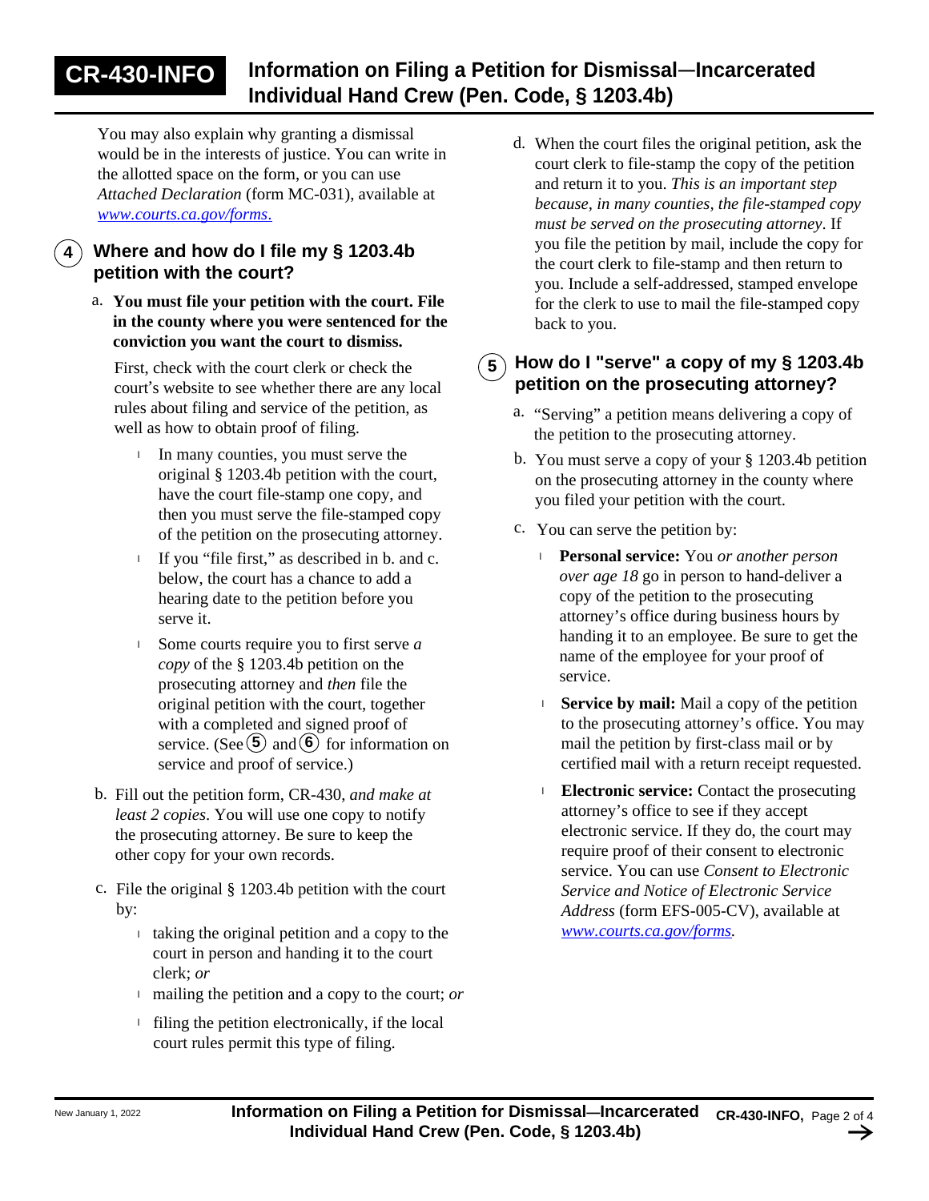You may also explain why granting a dismissal would be in the interests of justice. You can write in the allotted space on the form, or you can use *Attached Declaration* (form MC-031), available at *www.courts.ca.gov/forms.*

## 4 Where and how do I file my § 1203.4b petition with the court?

a. **You must file your petition with the court. File in the county where you were sentenced for the conviction you want the court to dismiss.**

First, check with the court clerk or check the court's website to see whether there are any local rules about filing and service of the petition, as well as how to obtain proof of filing.

- In many counties, you must serve the original § 1203.4b petition with the court, have the court file-stamp one copy, and then you must serve the file-stamped copy of the petition on the prosecuting attorney.
- If you "file first," as described in b. and c. below, the court has a chance to add a hearing date to the petition before you serve it.
- Some courts require you to first serve *a copy* of the § 1203.4b petition on the prosecuting attorney and *then* file the original petition with the court, together with a completed and signed proof of service. (See 5 and 6 for information on service and proof of service.)

b. Fill out the petition form, CR-430, *and make at least 2 copies*. You will use one copy to notify the prosecuting attorney. Be sure to keep the other copy for your own records.

c. File the original § 1203.4b petition with the court by:

- taking the original petition and a copy to the court in person and handing it to the court clerk; *or*
- mailing the petition and a copy to the court; *or*
- filing the petition electronically, if the local court rules permit this type of filing.

d. When the court files the original petition, ask the court clerk to file-stamp the copy of the petition and return it to you. *This is an important step because, in many counties, the file-stamped copy must be served on the prosecuting attorney*. If you file the petition by mail, include the copy for the court clerk to file-stamp and then return to you. Include a self-addressed, stamped envelope for the clerk to use to mail the file-stamped copy back to you.

## 5 How do I "serve" a copy of my § 1203.4b petition on the prosecuting attorney?

a. "Serving" a petition means delivering a copy of the petition to the prosecuting attorney.

b. You must serve a copy of your § 1203.4b petition on the prosecuting attorney in the county where you filed your petition with the court.

c. You can serve the petition by:

- **Personal service:** You *or another person over age 18* go in person to hand-deliver a copy of the petition to the prosecuting attorney's office during business hours by handing it to an employee. Be sure to get the name of the employee for your proof of service.
- **Service by mail:** Mail a copy of the petition to the prosecuting attorney's office. You may mail the petition by first-class mail or by certified mail with a return receipt requested.
- **Electronic service:** Contact the prosecuting attorney's office to see if they accept electronic service. If they do, the court may require proof of their consent to electronic service. You can use *Consent to Electronic Service and Notice of Electronic Service Address* (form EFS-005-CV), available at *www.courts.ca.gov/forms.*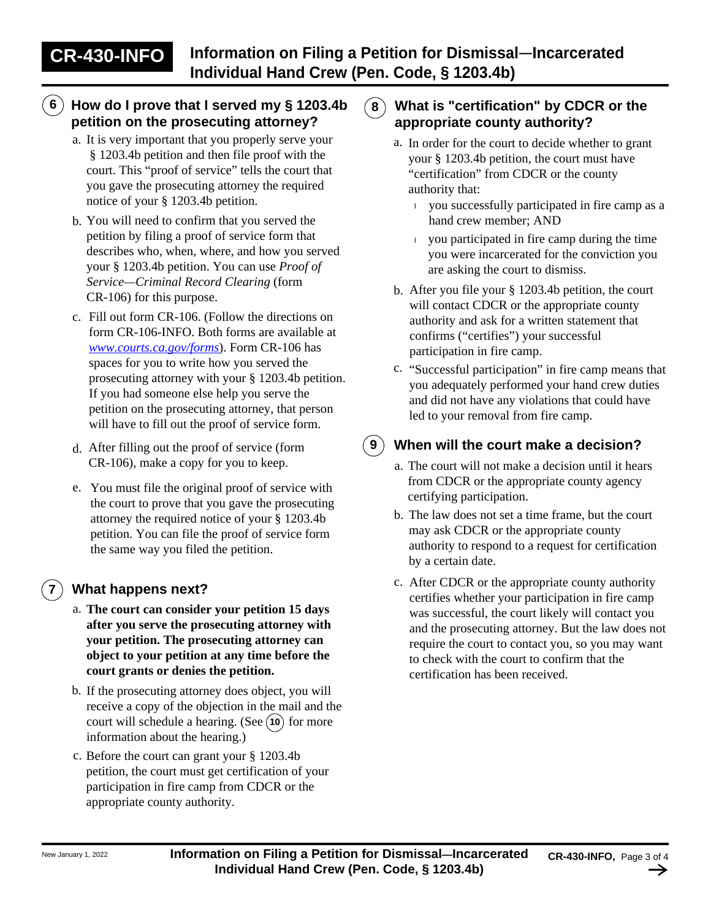## 6 How do I prove that I served my § 1203.4b petition on the prosecuting attorney?

a. It is very important that you properly serve your § 1203.4b petition and then file proof with the court. This "proof of service" tells the court that you gave the prosecuting attorney the required notice of your § 1203.4b petition.

b. You will need to confirm that you served the petition by filing a proof of service form that describes who, when, where, and how you served your § 1203.4b petition. You can use *Proof of Service—Criminal Record Clearing* (form CR-106) for this purpose.

c. Fill out form CR-106. (Follow the directions on form CR-106-INFO. Both forms are available at *www.courts.ca.gov/forms*). Form CR-106 has spaces for you to write how you served the prosecuting attorney with your § 1203.4b petition. If you had someone else help you serve the petition on the prosecuting attorney, that person will have to fill out the proof of service form.

d. After filling out the proof of service (form CR-106), make a copy for you to keep.

e. You must file the original proof of service with the court to prove that you gave the prosecuting attorney the required notice of your § 1203.4b petition. You can file the proof of service form the same way you filed the petition.

## 7 What happens next?

a. **The court can consider your petition 15 days after you serve the prosecuting attorney with your petition. The prosecuting attorney can object to your petition at any time before the court grants or denies the petition.**

b. If the prosecuting attorney does object, you will receive a copy of the objection in the mail and the court will schedule a hearing. (See (10) for more information about the hearing.)

c. Before the court can grant your § 1203.4b petition, the court must get certification of your participation in fire camp from CDCR or the appropriate county authority.

## 8 What is "certification" by CDCR or the appropriate county authority?

a. In order for the court to decide whether to grant your § 1203.4b petition, the court must have "certification" from CDCR or the county authority that:

- you successfully participated in fire camp as a hand crew member; AND
- you participated in fire camp during the time you were incarcerated for the conviction you are asking the court to dismiss.

b. After you file your § 1203.4b petition, the court will contact CDCR or the appropriate county authority and ask for a written statement that confirms ("certifies") your successful participation in fire camp.

c. "Successful participation" in fire camp means that you adequately performed your hand crew duties and did not have any violations that could have led to your removal from fire camp.

## 9 When will the court make a decision?

a. The court will not make a decision until it hears from CDCR or the appropriate county agency certifying participation.

b. The law does not set a time frame, but the court may ask CDCR or the appropriate county authority to respond to a request for certification by a certain date.

c. After CDCR or the appropriate county authority certifies whether your participation in fire camp was successful, the court likely will contact you and the prosecuting attorney. But the law does not require the court to contact you, so you may want to check with the court to confirm that the certification has been received.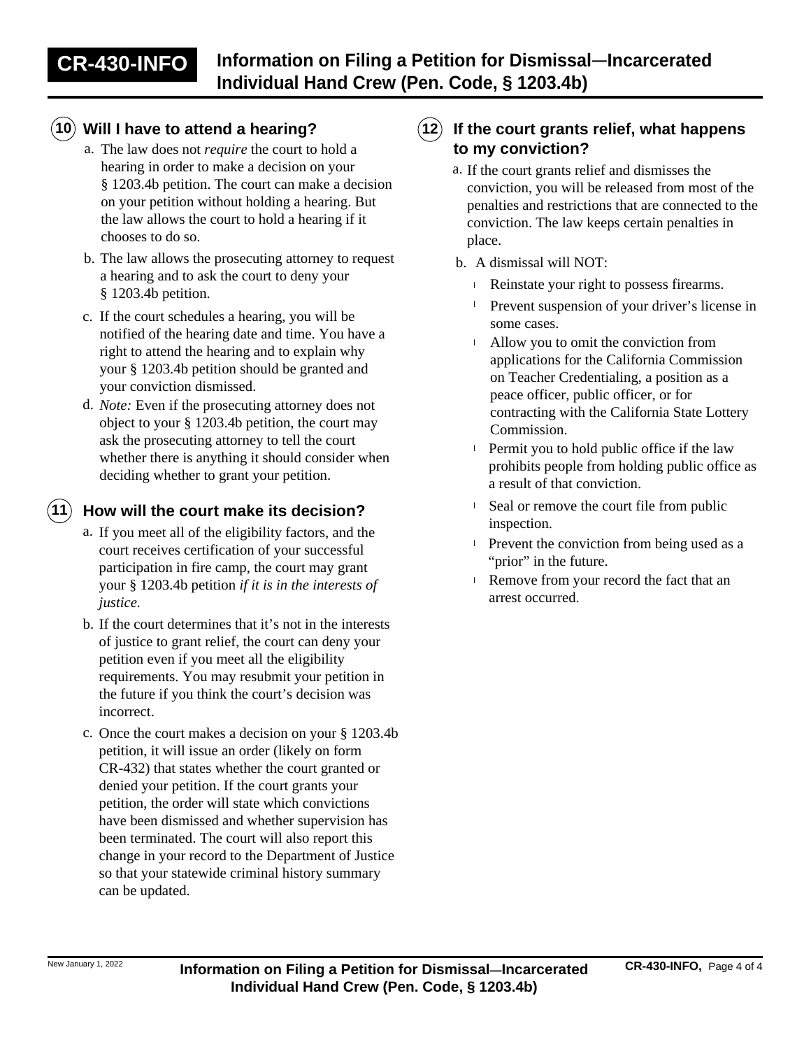## 10 Will I have to attend a hearing?

a. The law does not *require* the court to hold a hearing in order to make a decision on your § 1203.4b petition. The court can make a decision on your petition without holding a hearing. But the law allows the court to hold a hearing if it chooses to do so.

b. The law allows the prosecuting attorney to request a hearing and to ask the court to deny your § 1203.4b petition.

c. If the court schedules a hearing, you will be notified of the hearing date and time. You have a right to attend the hearing and to explain why your § 1203.4b petition should be granted and your conviction dismissed.

d. *Note:* Even if the prosecuting attorney does not object to your § 1203.4b petition, the court may ask the prosecuting attorney to tell the court whether there is anything it should consider when deciding whether to grant your petition.

## 11 How will the court make its decision?

a. If you meet all of the eligibility factors, and the court receives certification of your successful participation in fire camp, the court may grant your § 1203.4b petition *if it is in the interests of justice.*

b. If the court determines that it's not in the interests of justice to grant relief, the court can deny your petition even if you meet all the eligibility requirements. You may resubmit your petition in the future if you think the court's decision was incorrect.

c. Once the court makes a decision on your § 1203.4b petition, it will issue an order (likely on form CR-432) that states whether the court granted or denied your petition. If the court grants your petition, the order will state which convictions have been dismissed and whether supervision has been terminated. The court will also report this change in your record to the Department of Justice so that your statewide criminal history summary can be updated.

## 12 If the court grants relief, what happens to my conviction?

a. If the court grants relief and dismisses the conviction, you will be released from most of the penalties and restrictions that are connected to the conviction. The law keeps certain penalties in place.

b. A dismissal will NOT:

- Reinstate your right to possess firearms.
- Prevent suspension of your driver's license in some cases.
- Allow you to omit the conviction from applications for the California Commission on Teacher Credentialing, a position as a peace officer, public officer, or for contracting with the California State Lottery Commission.
- Permit you to hold public office if the law prohibits people from holding public office as a result of that conviction.
- Seal or remove the court file from public inspection.
- Prevent the conviction from being used as a "prior" in the future.
- Remove from your record the fact that an arrest occurred.